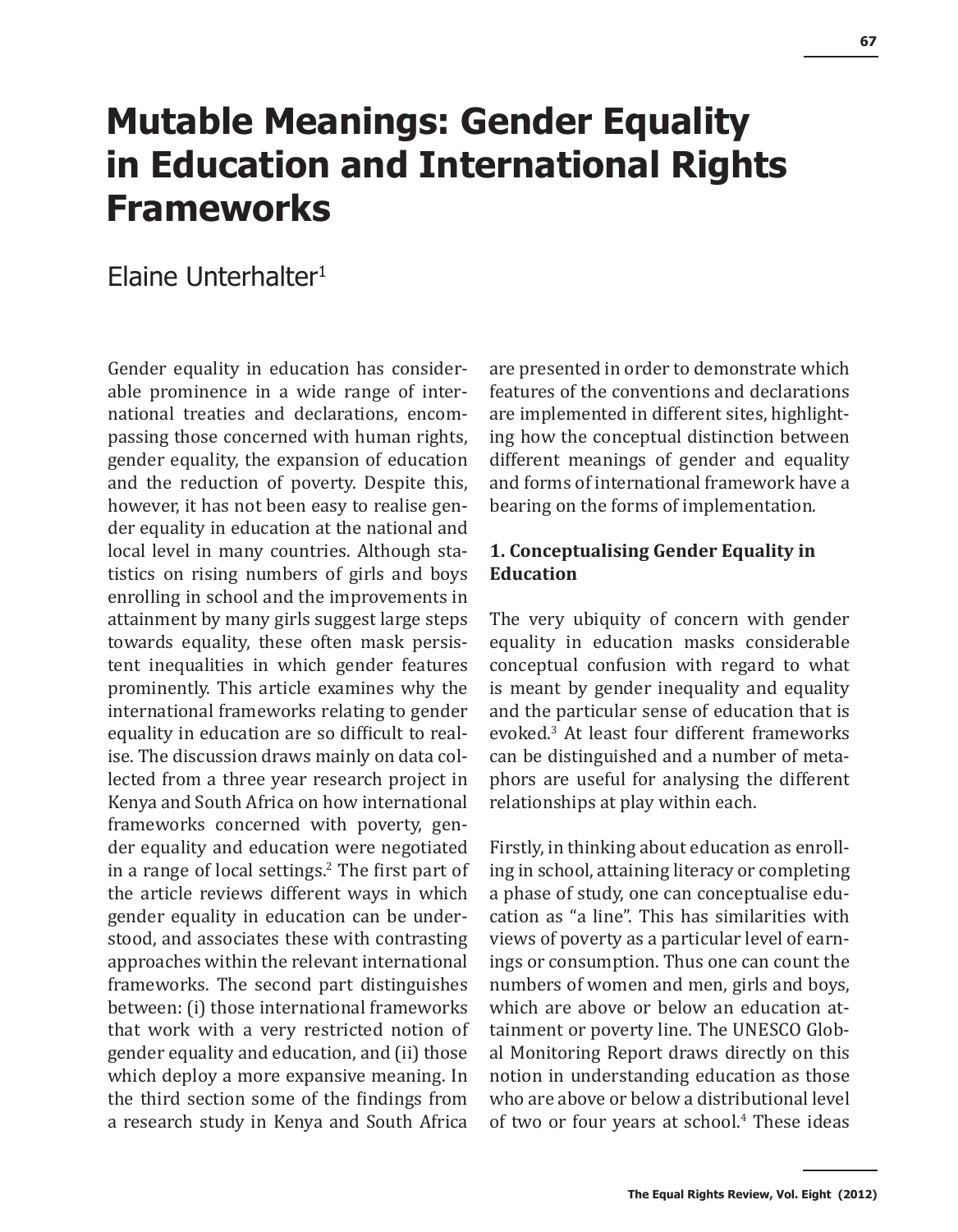# Mutable Meanings: Gender Equality in Education and International Rights Frameworks

Elaine Unterhalter[1]

Gender equality in education has considerable prominence in a wide range of international treaties and declarations, encompassing those concerned with human rights, gender equality, the expansion of education and the reduction of poverty. Despite this, however, it has not been easy to realise gender equality in education at the national and local level in many countries. Although statistics on rising numbers of girls and boys enrolling in school and the improvements in attainment by many girls suggest large steps towards equality, these often mask persistent inequalities in which gender features prominently. This article examines why the international frameworks relating to gender equality in education are so difficult to realise. The discussion draws mainly on data collected from a three year research project in Kenya and South Africa on how international frameworks concerned with poverty, gender equality and education were negotiated in a range of local settings.[2] The first part of the article reviews different ways in which gender equality in education can be understood, and associates these with contrasting approaches within the relevant international frameworks. The second part distinguishes between: (i) those international frameworks that work with a very restricted notion of gender equality and education, and (ii) those which deploy a more expansive meaning. In the third section some of the findings from a research study in Kenya and South Africa are presented in order to demonstrate which features of the conventions and declarations are implemented in different sites, highlighting how the conceptual distinction between different meanings of gender and equality and forms of international framework have a bearing on the forms of implementation.

## 1. Conceptualising Gender Equality in Education

The very ubiquity of concern with gender equality in education masks considerable conceptual confusion with regard to what is meant by gender inequality and equality and the particular sense of education that is evoked.[3] At least four different frameworks can be distinguished and a number of metaphors are useful for analysing the different relationships at play within each.

Firstly, in thinking about education as enrolling in school, attaining literacy or completing a phase of study, one can conceptualise education as "a line". This has similarities with views of poverty as a particular level of earnings or consumption. Thus one can count the numbers of women and men, girls and boys, which are above or below an education attainment or poverty line. The UNESCO Global Monitoring Report draws directly on this notion in understanding education as those who are above or below a distributional level of two or four years at school.[4] These ideas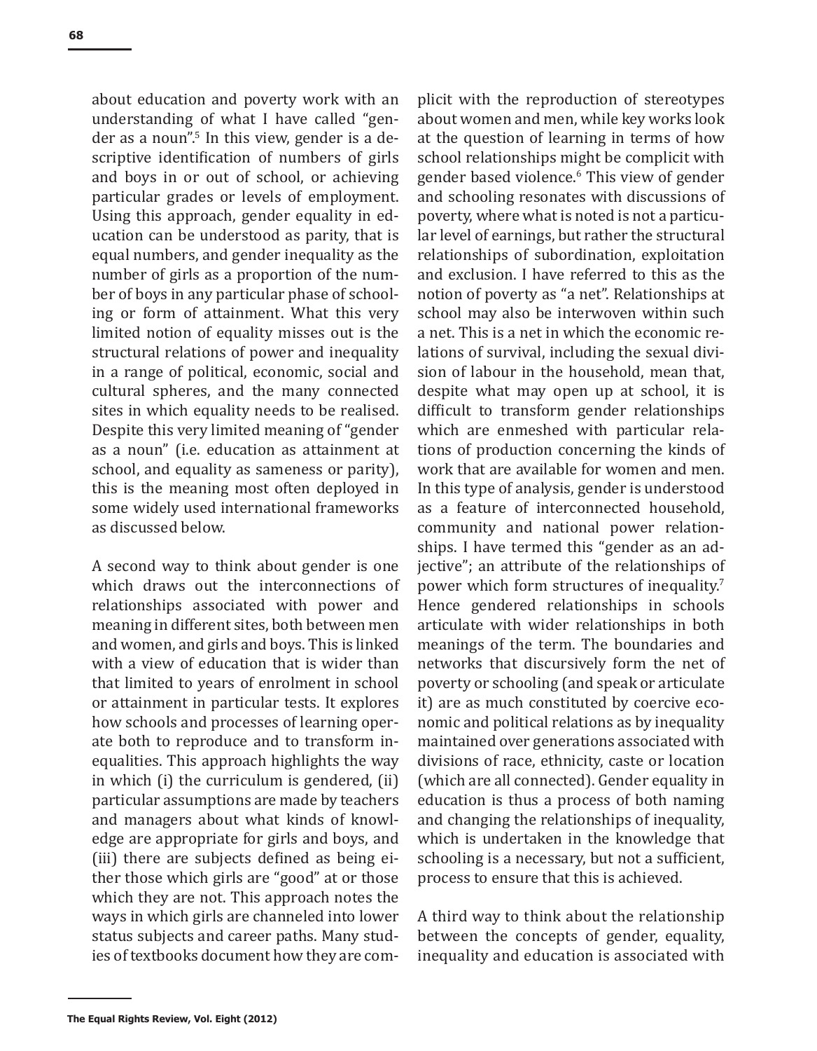about education and poverty work with an understanding of what I have called "gender as a noun".[5] In this view, gender is a descriptive identification of numbers of girls and boys in or out of school, or achieving particular grades or levels of employment. Using this approach, gender equality in education can be understood as parity, that is equal numbers, and gender inequality as the number of girls as a proportion of the number of boys in any particular phase of schooling or form of attainment. What this very limited notion of equality misses out is the structural relations of power and inequality in a range of political, economic, social and cultural spheres, and the many connected sites in which equality needs to be realised. Despite this very limited meaning of "gender as a noun" (i.e. education as attainment at school, and equality as sameness or parity), this is the meaning most often deployed in some widely used international frameworks as discussed below.

A second way to think about gender is one which draws out the interconnections of relationships associated with power and meaning in different sites, both between men and women, and girls and boys. This is linked with a view of education that is wider than that limited to years of enrolment in school or attainment in particular tests. It explores how schools and processes of learning operate both to reproduce and to transform inequalities. This approach highlights the way in which (i) the curriculum is gendered, (ii) particular assumptions are made by teachers and managers about what kinds of knowledge are appropriate for girls and boys, and (iii) there are subjects defined as being either those which girls are "good" at or those which they are not. This approach notes the ways in which girls are channeled into lower status subjects and career paths. Many studies of textbooks document how they are complicit with the reproduction of stereotypes about women and men, while key works look at the question of learning in terms of how school relationships might be complicit with gender based violence.[6] This view of gender and schooling resonates with discussions of poverty, where what is noted is not a particular level of earnings, but rather the structural relationships of subordination, exploitation and exclusion. I have referred to this as the notion of poverty as "a net". Relationships at school may also be interwoven within such a net. This is a net in which the economic relations of survival, including the sexual division of labour in the household, mean that, despite what may open up at school, it is difficult to transform gender relationships which are enmeshed with particular relations of production concerning the kinds of work that are available for women and men. In this type of analysis, gender is understood as a feature of interconnected household, community and national power relationships. I have termed this "gender as an adjective"; an attribute of the relationships of power which form structures of inequality.[7] Hence gendered relationships in schools articulate with wider relationships in both meanings of the term. The boundaries and networks that discursively form the net of poverty or schooling (and speak or articulate it) are as much constituted by coercive economic and political relations as by inequality maintained over generations associated with divisions of race, ethnicity, caste or location (which are all connected). Gender equality in education is thus a process of both naming and changing the relationships of inequality, which is undertaken in the knowledge that schooling is a necessary, but not a sufficient, process to ensure that this is achieved.

A third way to think about the relationship between the concepts of gender, equality, inequality and education is associated with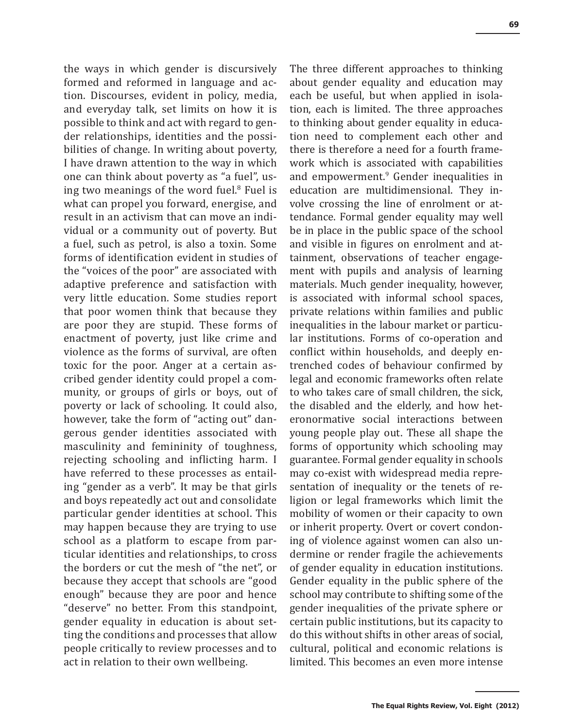the ways in which gender is discursively formed and reformed in language and action. Discourses, evident in policy, media, and everyday talk, set limits on how it is possible to think and act with regard to gender relationships, identities and the possibilities of change. In writing about poverty, I have drawn attention to the way in which one can think about poverty as "a fuel", using two meanings of the word fuel.[8] Fuel is what can propel you forward, energise, and result in an activism that can move an individual or a community out of poverty. But a fuel, such as petrol, is also a toxin. Some forms of identification evident in studies of the "voices of the poor" are associated with adaptive preference and satisfaction with very little education. Some studies report that poor women think that because they are poor they are stupid. These forms of enactment of poverty, just like crime and violence as the forms of survival, are often toxic for the poor. Anger at a certain ascribed gender identity could propel a community, or groups of girls or boys, out of poverty or lack of schooling. It could also, however, take the form of "acting out" dangerous gender identities associated with masculinity and femininity of toughness, rejecting schooling and inflicting harm. I have referred to these processes as entailing "gender as a verb". It may be that girls and boys repeatedly act out and consolidate particular gender identities at school. This may happen because they are trying to use school as a platform to escape from particular identities and relationships, to cross the borders or cut the mesh of "the net", or because they accept that schools are "good enough" because they are poor and hence "deserve" no better. From this standpoint, gender equality in education is about setting the conditions and processes that allow people critically to review processes and to act in relation to their own wellbeing.

The three different approaches to thinking about gender equality and education may each be useful, but when applied in isolation, each is limited. The three approaches to thinking about gender equality in education need to complement each other and there is therefore a need for a fourth framework which is associated with capabilities and empowerment.[9] Gender inequalities in education are multidimensional. They involve crossing the line of enrolment or attendance. Formal gender equality may well be in place in the public space of the school and visible in figures on enrolment and attainment, observations of teacher engagement with pupils and analysis of learning materials. Much gender inequality, however, is associated with informal school spaces, private relations within families and public inequalities in the labour market or particular institutions. Forms of co-operation and conflict within households, and deeply entrenched codes of behaviour confirmed by legal and economic frameworks often relate to who takes care of small children, the sick, the disabled and the elderly, and how heteronormative social interactions between young people play out. These all shape the forms of opportunity which schooling may guarantee. Formal gender equality in schools may co-exist with widespread media representation of inequality or the tenets of religion or legal frameworks which limit the mobility of women or their capacity to own or inherit property. Overt or covert condoning of violence against women can also undermine or render fragile the achievements of gender equality in education institutions. Gender equality in the public sphere of the school may contribute to shifting some of the gender inequalities of the private sphere or certain public institutions, but its capacity to do this without shifts in other areas of social, cultural, political and economic relations is limited. This becomes an even more intense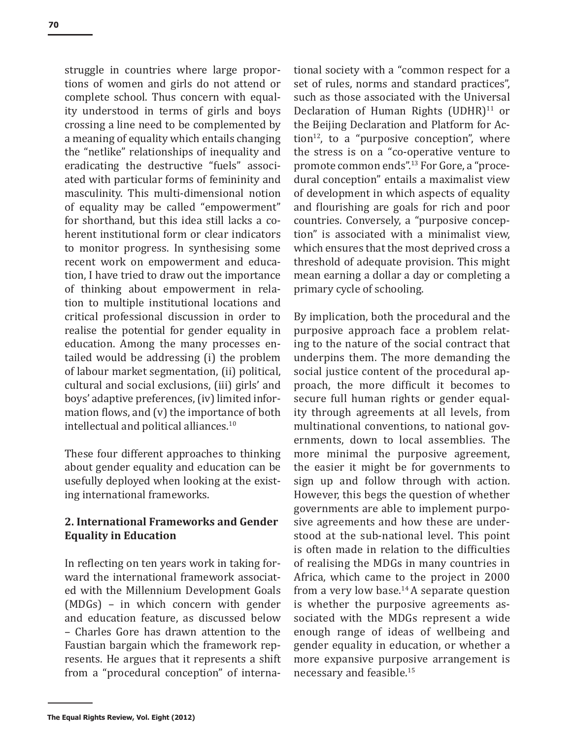struggle in countries where large proportions of women and girls do not attend or complete school. Thus concern with equality understood in terms of girls and boys crossing a line need to be complemented by a meaning of equality which entails changing the "netlike" relationships of inequality and eradicating the destructive "fuels" associated with particular forms of femininity and masculinity. This multi-dimensional notion of equality may be called "empowerment" for shorthand, but this idea still lacks a coherent institutional form or clear indicators to monitor progress. In synthesising some recent work on empowerment and education, I have tried to draw out the importance of thinking about empowerment in relation to multiple institutional locations and critical professional discussion in order to realise the potential for gender equality in education. Among the many processes entailed would be addressing (i) the problem of labour market segmentation, (ii) political, cultural and social exclusions, (iii) girls' and boys' adaptive preferences, (iv) limited information flows, and (v) the importance of both intellectual and political alliances.[10]

These four different approaches to thinking about gender equality and education can be usefully deployed when looking at the existing international frameworks.

## 2. International Frameworks and Gender Equality in Education

In reflecting on ten years work in taking forward the international framework associated with the Millennium Development Goals (MDGs) – in which concern with gender and education feature, as discussed below – Charles Gore has drawn attention to the Faustian bargain which the framework represents. He argues that it represents a shift from a "procedural conception" of international society with a "common respect for a set of rules, norms and standard practices", such as those associated with the Universal Declaration of Human Rights (UDHR)[11] or the Beijing Declaration and Platform for Action[12], to a "purposive conception", where the stress is on a "co-operative venture to promote common ends".[13] For Gore, a "procedural conception" entails a maximalist view of development in which aspects of equality and flourishing are goals for rich and poor countries. Conversely, a "purposive conception" is associated with a minimalist view, which ensures that the most deprived cross a threshold of adequate provision. This might mean earning a dollar a day or completing a primary cycle of schooling.

By implication, both the procedural and the purposive approach face a problem relating to the nature of the social contract that underpins them. The more demanding the social justice content of the procedural approach, the more difficult it becomes to secure full human rights or gender equality through agreements at all levels, from multinational conventions, to national governments, down to local assemblies. The more minimal the purposive agreement, the easier it might be for governments to sign up and follow through with action. However, this begs the question of whether governments are able to implement purposive agreements and how these are understood at the sub-national level. This point is often made in relation to the difficulties of realising the MDGs in many countries in Africa, which came to the project in 2000 from a very low base.[14] A separate question is whether the purposive agreements associated with the MDGs represent a wide enough range of ideas of wellbeing and gender equality in education, or whether a more expansive purposive arrangement is necessary and feasible.[15]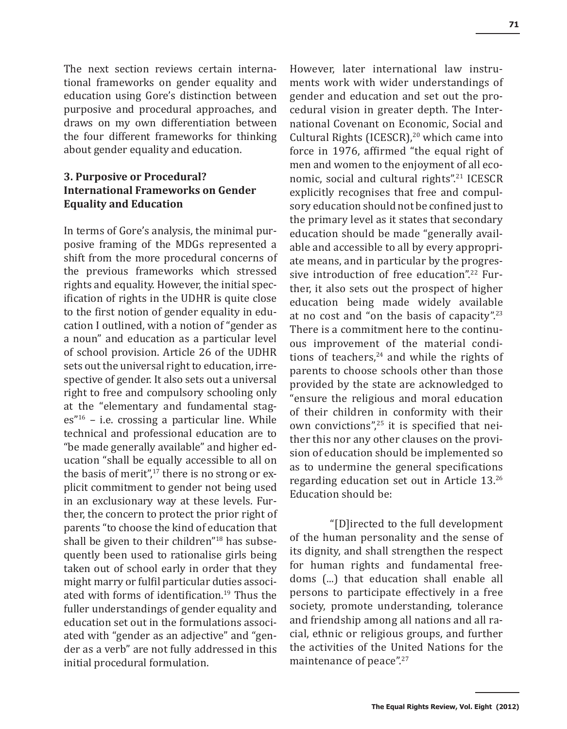The next section reviews certain international frameworks on gender equality and education using Gore's distinction between purposive and procedural approaches, and draws on my own differentiation between the four different frameworks for thinking about gender equality and education.

### 3. Purposive or Procedural? International Frameworks on Gender Equality and Education

In terms of Gore's analysis, the minimal purposive framing of the MDGs represented a shift from the more procedural concerns of the previous frameworks which stressed rights and equality. However, the initial specification of rights in the UDHR is quite close to the first notion of gender equality in education I outlined, with a notion of "gender as a noun" and education as a particular level of school provision. Article 26 of the UDHR sets out the universal right to education, irrespective of gender. It also sets out a universal right to free and compulsory schooling only at the "elementary and fundamental stages"[16] – i.e. crossing a particular line. While technical and professional education are to "be made generally available" and higher education "shall be equally accessible to all on the basis of merit",[17] there is no strong or explicit commitment to gender not being used in an exclusionary way at these levels. Further, the concern to protect the prior right of parents "to choose the kind of education that shall be given to their children"[18] has subsequently been used to rationalise girls being taken out of school early in order that they might marry or fulfil particular duties associated with forms of identification.[19] Thus the fuller understandings of gender equality and education set out in the formulations associated with "gender as an adjective" and "gender as a verb" are not fully addressed in this initial procedural formulation.

However, later international law instruments work with wider understandings of gender and education and set out the procedural vision in greater depth. The International Covenant on Economic, Social and Cultural Rights (ICESCR),[20] which came into force in 1976, affirmed "the equal right of men and women to the enjoyment of all economic, social and cultural rights".[21] ICESCR explicitly recognises that free and compulsory education should not be confined just to the primary level as it states that secondary education should be made "generally available and accessible to all by every appropriate means, and in particular by the progressive introduction of free education".[22] Further, it also sets out the prospect of higher education being made widely available at no cost and "on the basis of capacity".[23] There is a commitment here to the continuous improvement of the material conditions of teachers,[24] and while the rights of parents to choose schools other than those provided by the state are acknowledged to "ensure the religious and moral education of their children in conformity with their own convictions",[25] it is specified that neither this nor any other clauses on the provision of education should be implemented so as to undermine the general specifications regarding education set out in Article 13.[26] Education should be:

> "[D]irected to the full development of the human personality and the sense of its dignity, and shall strengthen the respect for human rights and fundamental freedoms (...) that education shall enable all persons to participate effectively in a free society, promote understanding, tolerance and friendship among all nations and all racial, ethnic or religious groups, and further the activities of the United Nations for the maintenance of peace".[27]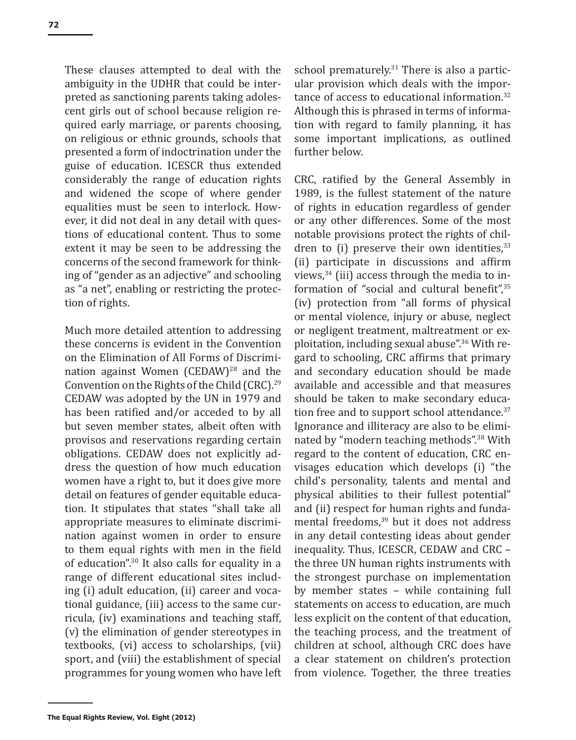These clauses attempted to deal with the ambiguity in the UDHR that could be interpreted as sanctioning parents taking adolescent girls out of school because religion required early marriage, or parents choosing, on religious or ethnic grounds, schools that presented a form of indoctrination under the guise of education. ICESCR thus extended considerably the range of education rights and widened the scope of where gender equalities must be seen to interlock. However, it did not deal in any detail with questions of educational content. Thus to some extent it may be seen to be addressing the concerns of the second framework for thinking of "gender as an adjective" and schooling as "a net", enabling or restricting the protection of rights.

Much more detailed attention to addressing these concerns is evident in the Convention on the Elimination of All Forms of Discrimination against Women (CEDAW)[28] and the Convention on the Rights of the Child (CRC).[29] CEDAW was adopted by the UN in 1979 and has been ratified and/or acceded to by all but seven member states, albeit often with provisos and reservations regarding certain obligations. CEDAW does not explicitly address the question of how much education women have a right to, but it does give more detail on features of gender equitable education. It stipulates that states "shall take all appropriate measures to eliminate discrimination against women in order to ensure to them equal rights with men in the field of education".[30] It also calls for equality in a range of different educational sites including (i) adult education, (ii) career and vocational guidance, (iii) access to the same curricula, (iv) examinations and teaching staff, (v) the elimination of gender stereotypes in textbooks, (vi) access to scholarships, (vii) sport, and (viii) the establishment of special programmes for young women who have left school prematurely.[31] There is also a particular provision which deals with the importance of access to educational information.[32] Although this is phrased in terms of information with regard to family planning, it has some important implications, as outlined further below.

CRC, ratified by the General Assembly in 1989, is the fullest statement of the nature of rights in education regardless of gender or any other differences. Some of the most notable provisions protect the rights of children to (i) preserve their own identities,[33] (ii) participate in discussions and affirm views,[34] (iii) access through the media to information of "social and cultural benefit",[35] (iv) protection from "all forms of physical or mental violence, injury or abuse, neglect or negligent treatment, maltreatment or exploitation, including sexual abuse".[36] With regard to schooling, CRC affirms that primary and secondary education should be made available and accessible and that measures should be taken to make secondary education free and to support school attendance.[37] Ignorance and illiteracy are also to be eliminated by "modern teaching methods".[38] With regard to the content of education, CRC envisages education which develops (i) "the child's personality, talents and mental and physical abilities to their fullest potential" and (ii) respect for human rights and fundamental freedoms,[39] but it does not address in any detail contesting ideas about gender inequality. Thus, ICESCR, CEDAW and CRC – the three UN human rights instruments with the strongest purchase on implementation by member states – while containing full statements on access to education, are much less explicit on the content of that education, the teaching process, and the treatment of children at school, although CRC does have a clear statement on children's protection from violence. Together, the three treaties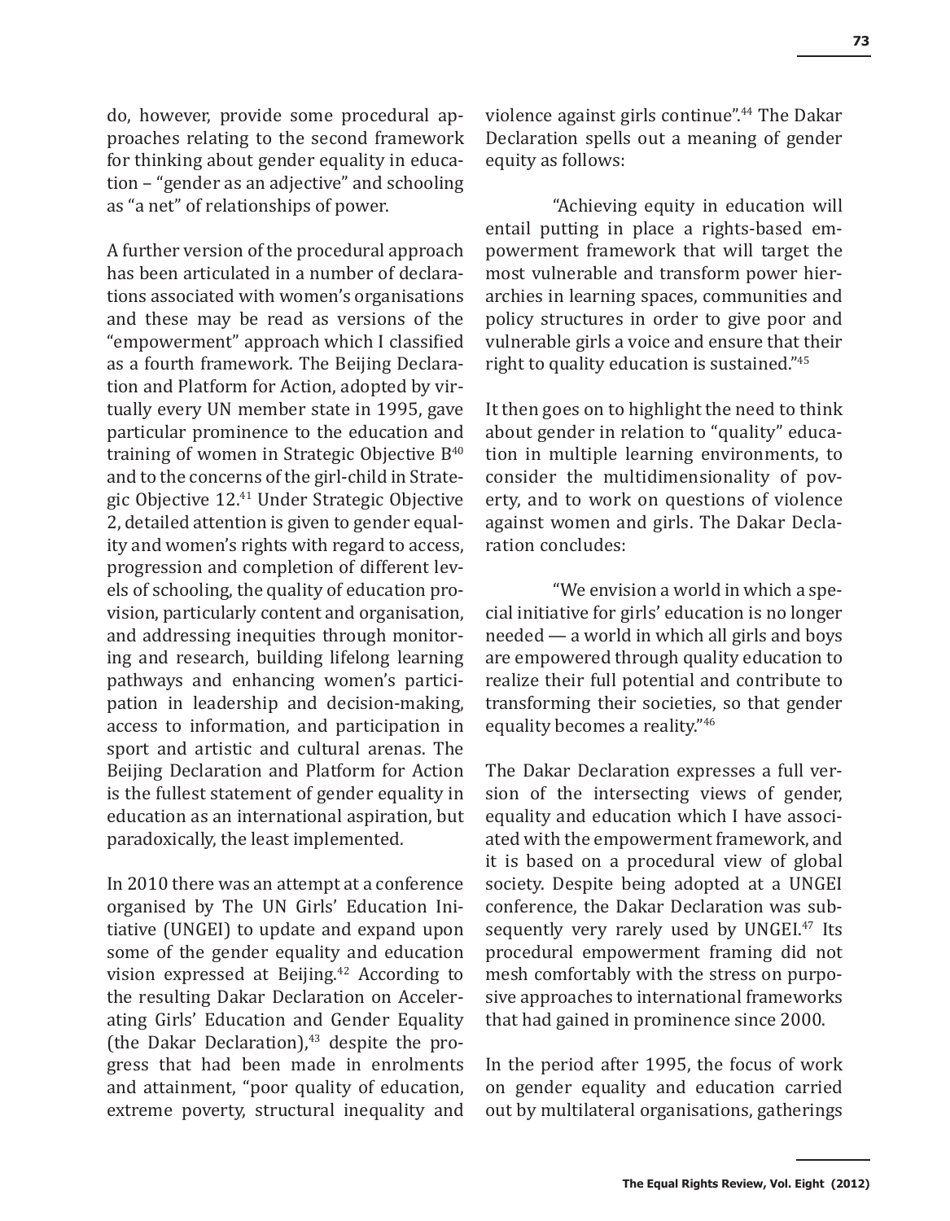do, however, provide some procedural approaches relating to the second framework for thinking about gender equality in education – "gender as an adjective" and schooling as "a net" of relationships of power.

A further version of the procedural approach has been articulated in a number of declarations associated with women's organisations and these may be read as versions of the "empowerment" approach which I classified as a fourth framework. The Beijing Declaration and Platform for Action, adopted by virtually every UN member state in 1995, gave particular prominence to the education and training of women in Strategic Objective B[40] and to the concerns of the girl-child in Strategic Objective 12.[41] Under Strategic Objective 2, detailed attention is given to gender equality and women's rights with regard to access, progression and completion of different levels of schooling, the quality of education provision, particularly content and organisation, and addressing inequities through monitoring and research, building lifelong learning pathways and enhancing women's participation in leadership and decision-making, access to information, and participation in sport and artistic and cultural arenas. The Beijing Declaration and Platform for Action is the fullest statement of gender equality in education as an international aspiration, but paradoxically, the least implemented.

In 2010 there was an attempt at a conference organised by The UN Girls' Education Initiative (UNGEI) to update and expand upon some of the gender equality and education vision expressed at Beijing.[42] According to the resulting Dakar Declaration on Accelerating Girls' Education and Gender Equality (the Dakar Declaration),[43] despite the progress that had been made in enrolments and attainment, "poor quality of education, extreme poverty, structural inequality and violence against girls continue".[44] The Dakar Declaration spells out a meaning of gender equity as follows:

> "Achieving equity in education will entail putting in place a rights-based empowerment framework that will target the most vulnerable and transform power hierarchies in learning spaces, communities and policy structures in order to give poor and vulnerable girls a voice and ensure that their right to quality education is sustained."[45]

It then goes on to highlight the need to think about gender in relation to "quality" education in multiple learning environments, to consider the multidimensionality of poverty, and to work on questions of violence against women and girls. The Dakar Declaration concludes:

> "We envision a world in which a special initiative for girls' education is no longer needed — a world in which all girls and boys are empowered through quality education to realize their full potential and contribute to transforming their societies, so that gender equality becomes a reality."[46]

The Dakar Declaration expresses a full version of the intersecting views of gender, equality and education which I have associated with the empowerment framework, and it is based on a procedural view of global society. Despite being adopted at a UNGEI conference, the Dakar Declaration was subsequently very rarely used by UNGEI.[47] Its procedural empowerment framing did not mesh comfortably with the stress on purposive approaches to international frameworks that had gained in prominence since 2000.

In the period after 1995, the focus of work on gender equality and education carried out by multilateral organisations, gatherings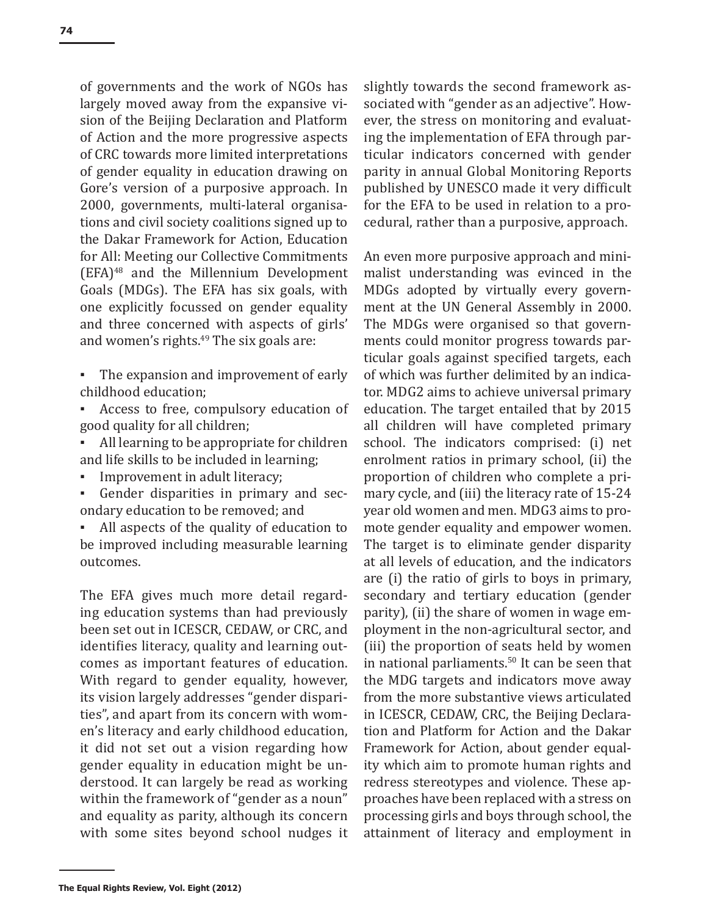of governments and the work of NGOs has largely moved away from the expansive vision of the Beijing Declaration and Platform of Action and the more progressive aspects of CRC towards more limited interpretations of gender equality in education drawing on Gore's version of a purposive approach. In 2000, governments, multi-lateral organisations and civil society coalitions signed up to the Dakar Framework for Action, Education for All: Meeting our Collective Commitments (EFA)[48] and the Millennium Development Goals (MDGs). The EFA has six goals, with one explicitly focussed on gender equality and three concerned with aspects of girls' and women's rights.[49] The six goals are:

- The expansion and improvement of early childhood education;
- Access to free, compulsory education of good quality for all children;
- All learning to be appropriate for children and life skills to be included in learning;
- Improvement in adult literacy;
- Gender disparities in primary and secondary education to be removed; and
- All aspects of the quality of education to be improved including measurable learning outcomes.

The EFA gives much more detail regarding education systems than had previously been set out in ICESCR, CEDAW, or CRC, and identifies literacy, quality and learning outcomes as important features of education. With regard to gender equality, however, its vision largely addresses "gender disparities", and apart from its concern with women's literacy and early childhood education, it did not set out a vision regarding how gender equality in education might be understood. It can largely be read as working within the framework of "gender as a noun" and equality as parity, although its concern with some sites beyond school nudges it slightly towards the second framework associated with "gender as an adjective". However, the stress on monitoring and evaluating the implementation of EFA through particular indicators concerned with gender parity in annual Global Monitoring Reports published by UNESCO made it very difficult for the EFA to be used in relation to a procedural, rather than a purposive, approach.

An even more purposive approach and minimalist understanding was evinced in the MDGs adopted by virtually every government at the UN General Assembly in 2000. The MDGs were organised so that governments could monitor progress towards particular goals against specified targets, each of which was further delimited by an indicator. MDG2 aims to achieve universal primary education. The target entailed that by 2015 all children will have completed primary school. The indicators comprised: (i) net enrolment ratios in primary school, (ii) the proportion of children who complete a primary cycle, and (iii) the literacy rate of 15-24 year old women and men. MDG3 aims to promote gender equality and empower women. The target is to eliminate gender disparity at all levels of education, and the indicators are (i) the ratio of girls to boys in primary, secondary and tertiary education (gender parity), (ii) the share of women in wage employment in the non-agricultural sector, and (iii) the proportion of seats held by women in national parliaments.[50] It can be seen that the MDG targets and indicators move away from the more substantive views articulated in ICESCR, CEDAW, CRC, the Beijing Declaration and Platform for Action and the Dakar Framework for Action, about gender equality which aim to promote human rights and redress stereotypes and violence. These approaches have been replaced with a stress on processing girls and boys through school, the attainment of literacy and employment in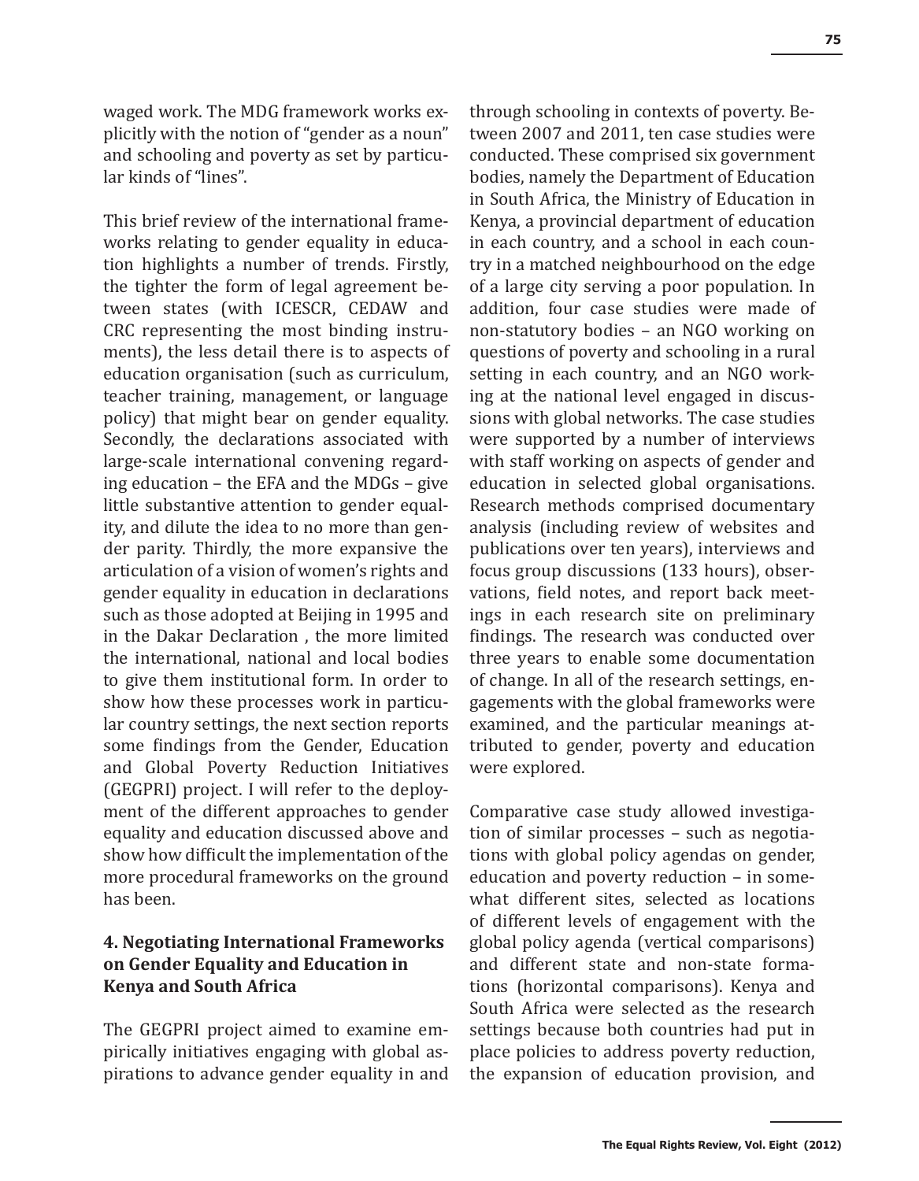waged work. The MDG framework works explicitly with the notion of "gender as a noun" and schooling and poverty as set by particular kinds of "lines".

This brief review of the international frameworks relating to gender equality in education highlights a number of trends. Firstly, the tighter the form of legal agreement between states (with ICESCR, CEDAW and CRC representing the most binding instruments), the less detail there is to aspects of education organisation (such as curriculum, teacher training, management, or language policy) that might bear on gender equality. Secondly, the declarations associated with large-scale international convening regarding education – the EFA and the MDGs – give little substantive attention to gender equality, and dilute the idea to no more than gender parity. Thirdly, the more expansive the articulation of a vision of women's rights and gender equality in education in declarations such as those adopted at Beijing in 1995 and in the Dakar Declaration , the more limited the international, national and local bodies to give them institutional form. In order to show how these processes work in particular country settings, the next section reports some findings from the Gender, Education and Global Poverty Reduction Initiatives (GEGPRI) project. I will refer to the deployment of the different approaches to gender equality and education discussed above and show how difficult the implementation of the more procedural frameworks on the ground has been.

## 4. Negotiating International Frameworks on Gender Equality and Education in Kenya and South Africa

The GEGPRI project aimed to examine empirically initiatives engaging with global aspirations to advance gender equality in and through schooling in contexts of poverty. Between 2007 and 2011, ten case studies were conducted. These comprised six government bodies, namely the Department of Education in South Africa, the Ministry of Education in Kenya, a provincial department of education in each country, and a school in each country in a matched neighbourhood on the edge of a large city serving a poor population. In addition, four case studies were made of non-statutory bodies – an NGO working on questions of poverty and schooling in a rural setting in each country, and an NGO working at the national level engaged in discussions with global networks. The case studies were supported by a number of interviews with staff working on aspects of gender and education in selected global organisations. Research methods comprised documentary analysis (including review of websites and publications over ten years), interviews and focus group discussions (133 hours), observations, field notes, and report back meetings in each research site on preliminary findings. The research was conducted over three years to enable some documentation of change. In all of the research settings, engagements with the global frameworks were examined, and the particular meanings attributed to gender, poverty and education were explored.

Comparative case study allowed investigation of similar processes – such as negotiations with global policy agendas on gender, education and poverty reduction – in somewhat different sites, selected as locations of different levels of engagement with the global policy agenda (vertical comparisons) and different state and non-state formations (horizontal comparisons). Kenya and South Africa were selected as the research settings because both countries had put in place policies to address poverty reduction, the expansion of education provision, and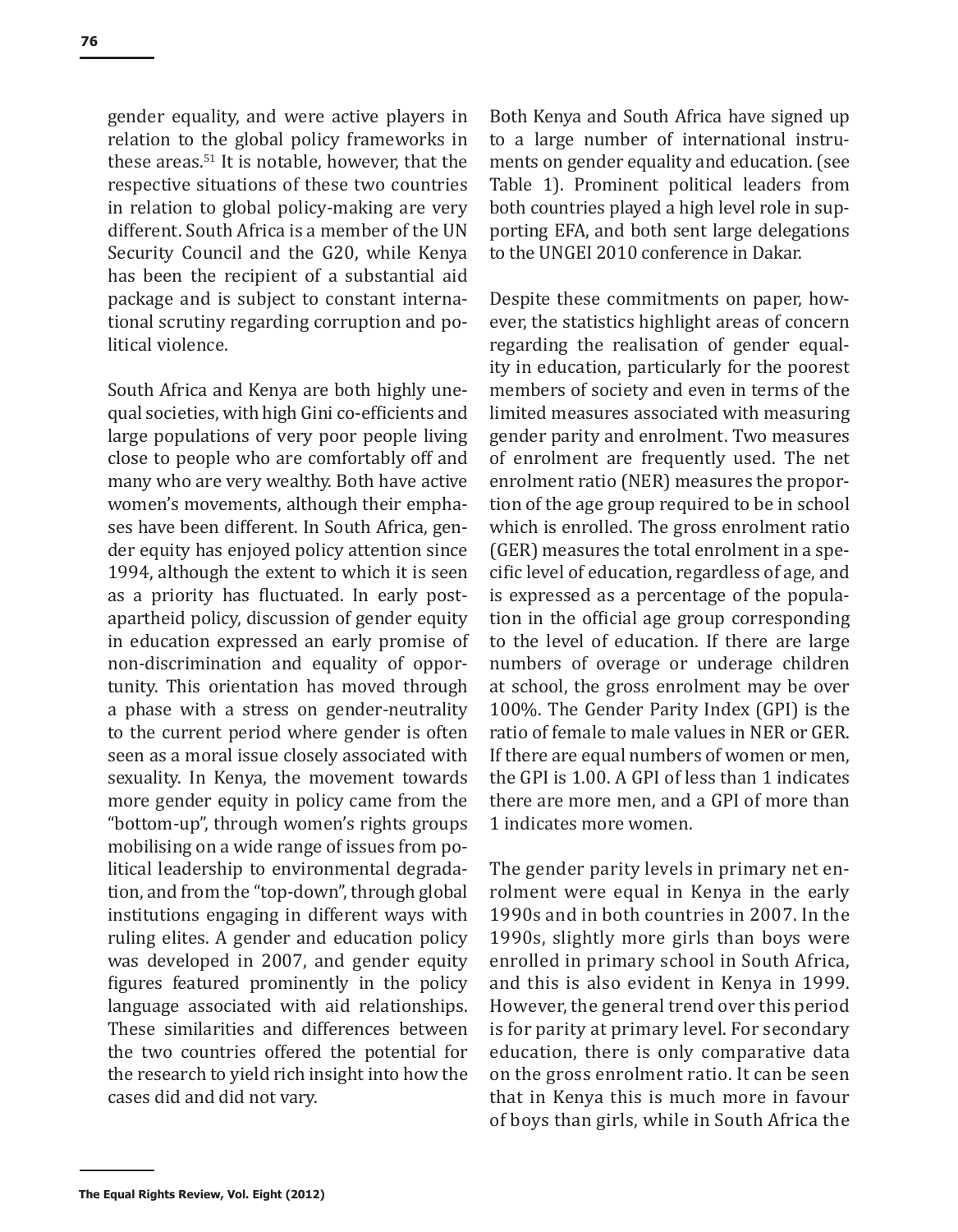gender equality, and were active players in relation to the global policy frameworks in these areas.[51] It is notable, however, that the respective situations of these two countries in relation to global policy-making are very different. South Africa is a member of the UN Security Council and the G20, while Kenya has been the recipient of a substantial aid package and is subject to constant international scrutiny regarding corruption and political violence.

South Africa and Kenya are both highly unequal societies, with high Gini co-efficients and large populations of very poor people living close to people who are comfortably off and many who are very wealthy. Both have active women's movements, although their emphases have been different. In South Africa, gender equity has enjoyed policy attention since 1994, although the extent to which it is seen as a priority has fluctuated. In early post-apartheid policy, discussion of gender equity in education expressed an early promise of non-discrimination and equality of opportunity. This orientation has moved through a phase with a stress on gender-neutrality to the current period where gender is often seen as a moral issue closely associated with sexuality. In Kenya, the movement towards more gender equity in policy came from the "bottom-up", through women's rights groups mobilising on a wide range of issues from political leadership to environmental degradation, and from the "top-down", through global institutions engaging in different ways with ruling elites. A gender and education policy was developed in 2007, and gender equity figures featured prominently in the policy language associated with aid relationships. These similarities and differences between the two countries offered the potential for the research to yield rich insight into how the cases did and did not vary.

Both Kenya and South Africa have signed up to a large number of international instruments on gender equality and education. (see Table 1). Prominent political leaders from both countries played a high level role in supporting EFA, and both sent large delegations to the UNGEI 2010 conference in Dakar.

Despite these commitments on paper, however, the statistics highlight areas of concern regarding the realisation of gender equality in education, particularly for the poorest members of society and even in terms of the limited measures associated with measuring gender parity and enrolment. Two measures of enrolment are frequently used. The net enrolment ratio (NER) measures the proportion of the age group required to be in school which is enrolled. The gross enrolment ratio (GER) measures the total enrolment in a specific level of education, regardless of age, and is expressed as a percentage of the population in the official age group corresponding to the level of education. If there are large numbers of overage or underage children at school, the gross enrolment may be over 100%. The Gender Parity Index (GPI) is the ratio of female to male values in NER or GER. If there are equal numbers of women or men, the GPI is 1.00. A GPI of less than 1 indicates there are more men, and a GPI of more than 1 indicates more women.

The gender parity levels in primary net enrolment were equal in Kenya in the early 1990s and in both countries in 2007. In the 1990s, slightly more girls than boys were enrolled in primary school in South Africa, and this is also evident in Kenya in 1999. However, the general trend over this period is for parity at primary level. For secondary education, there is only comparative data on the gross enrolment ratio. It can be seen that in Kenya this is much more in favour of boys than girls, while in South Africa the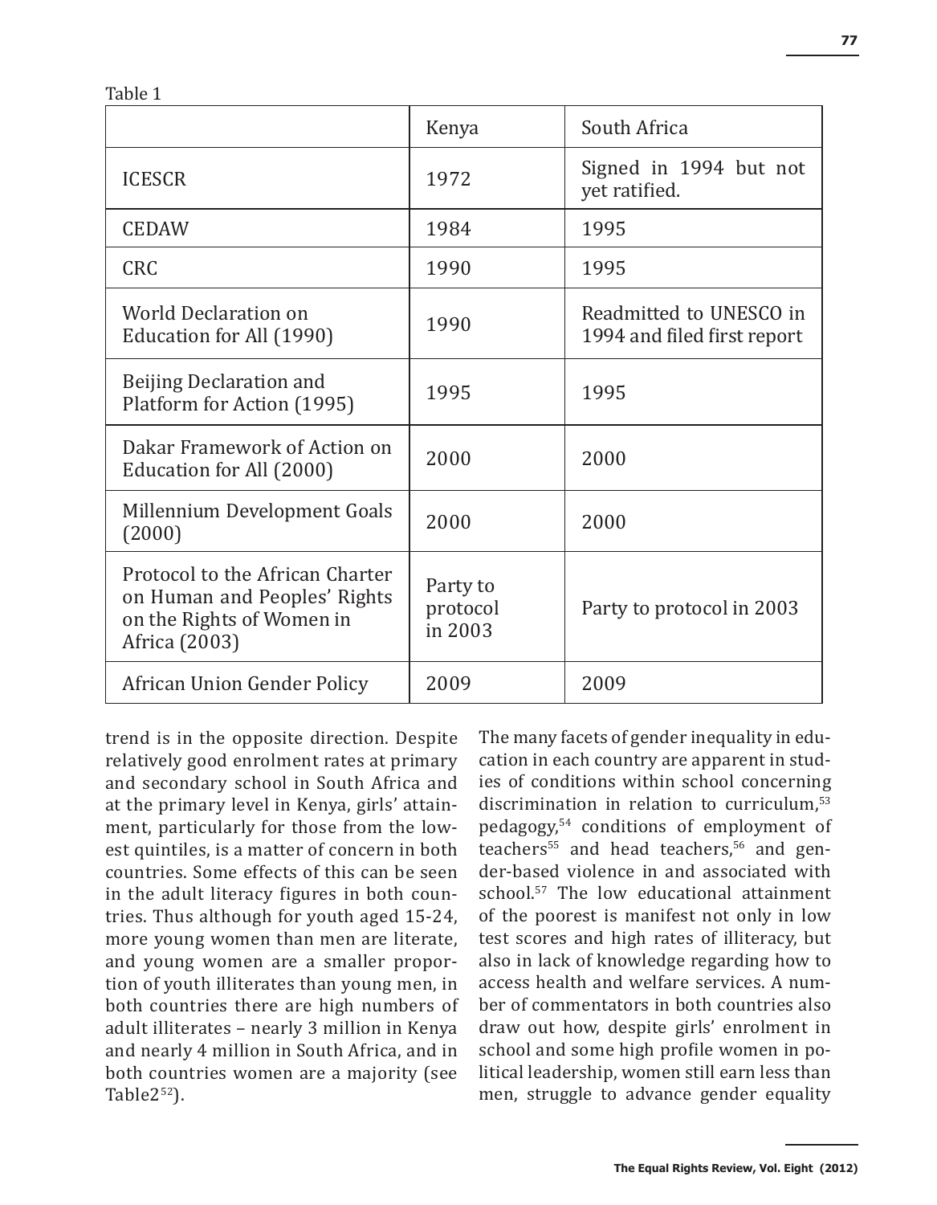Table 1

| | Kenya | South Africa |
|---|---|---|
| ICESCR | 1972 | Signed in 1994 but not yet ratified. |
| CEDAW | 1984 | 1995 |
| CRC | 1990 | 1995 |
| World Declaration on Education for All (1990) | 1990 | Readmitted to UNESCO in 1994 and filed first report |
| Beijing Declaration and Platform for Action (1995) | 1995 | 1995 |
| Dakar Framework of Action on Education for All (2000) | 2000 | 2000 |
| Millennium Development Goals (2000) | 2000 | 2000 |
| Protocol to the African Charter on Human and Peoples' Rights on the Rights of Women in Africa (2003) | Party to protocol in 2003 | Party to protocol in 2003 |
| African Union Gender Policy | 2009 | 2009 |

trend is in the opposite direction. Despite relatively good enrolment rates at primary and secondary school in South Africa and at the primary level in Kenya, girls' attainment, particularly for those from the lowest quintiles, is a matter of concern in both countries. Some effects of this can be seen in the adult literacy figures in both countries. Thus although for youth aged 15-24, more young women than men are literate, and young women are a smaller proportion of youth illiterates than young men, in both countries there are high numbers of adult illiterates – nearly 3 million in Kenya and nearly 4 million in South Africa, and in both countries women are a majority (see Table2[52]).

The many facets of gender inequality in education in each country are apparent in studies of conditions within school concerning discrimination in relation to curriculum,[53] pedagogy,[54] conditions of employment of teachers[55] and head teachers,[56] and gender-based violence in and associated with school.[57] The low educational attainment of the poorest is manifest not only in low test scores and high rates of illiteracy, but also in lack of knowledge regarding how to access health and welfare services. A number of commentators in both countries also draw out how, despite girls' enrolment in school and some high profile women in political leadership, women still earn less than men, struggle to advance gender equality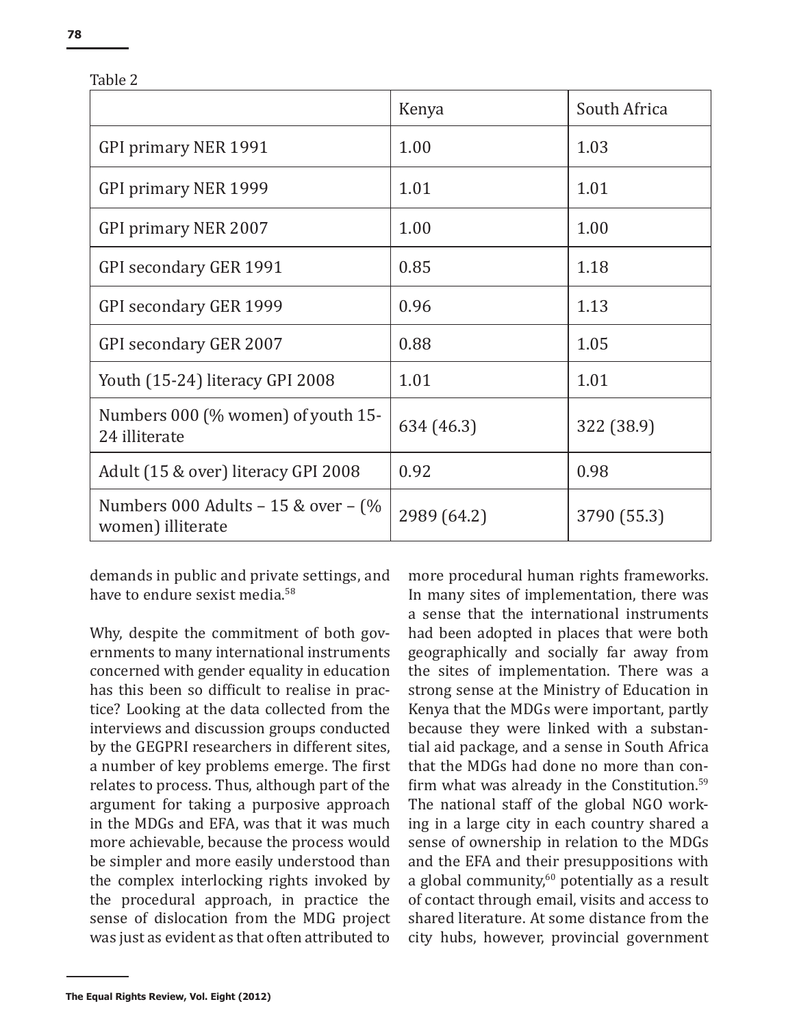Table 2

| | Kenya | South Africa |
|---|---|---|
| GPI primary NER 1991 | 1.00 | 1.03 |
| GPI primary NER 1999 | 1.01 | 1.01 |
| GPI primary NER 2007 | 1.00 | 1.00 |
| GPI secondary GER 1991 | 0.85 | 1.18 |
| GPI secondary GER 1999 | 0.96 | 1.13 |
| GPI secondary GER 2007 | 0.88 | 1.05 |
| Youth (15-24) literacy GPI 2008 | 1.01 | 1.01 |
| Numbers 000 (% women) of youth 15-24 illiterate | 634 (46.3) | 322 (38.9) |
| Adult (15 & over) literacy GPI 2008 | 0.92 | 0.98 |
| Numbers 000 Adults – 15 & over – (% women) illiterate | 2989 (64.2) | 3790 (55.3) |

demands in public and private settings, and have to endure sexist media.[58]

Why, despite the commitment of both governments to many international instruments concerned with gender equality in education has this been so difficult to realise in practice? Looking at the data collected from the interviews and discussion groups conducted by the GEGPRI researchers in different sites, a number of key problems emerge. The first relates to process. Thus, although part of the argument for taking a purposive approach in the MDGs and EFA, was that it was much more achievable, because the process would be simpler and more easily understood than the complex interlocking rights invoked by the procedural approach, in practice the sense of dislocation from the MDG project was just as evident as that often attributed to more procedural human rights frameworks. In many sites of implementation, there was a sense that the international instruments had been adopted in places that were both geographically and socially far away from the sites of implementation. There was a strong sense at the Ministry of Education in Kenya that the MDGs were important, partly because they were linked with a substantial aid package, and a sense in South Africa that the MDGs had done no more than confirm what was already in the Constitution.[59] The national staff of the global NGO working in a large city in each country shared a sense of ownership in relation to the MDGs and the EFA and their presuppositions with a global community,[60] potentially as a result of contact through email, visits and access to shared literature. At some distance from the city hubs, however, provincial government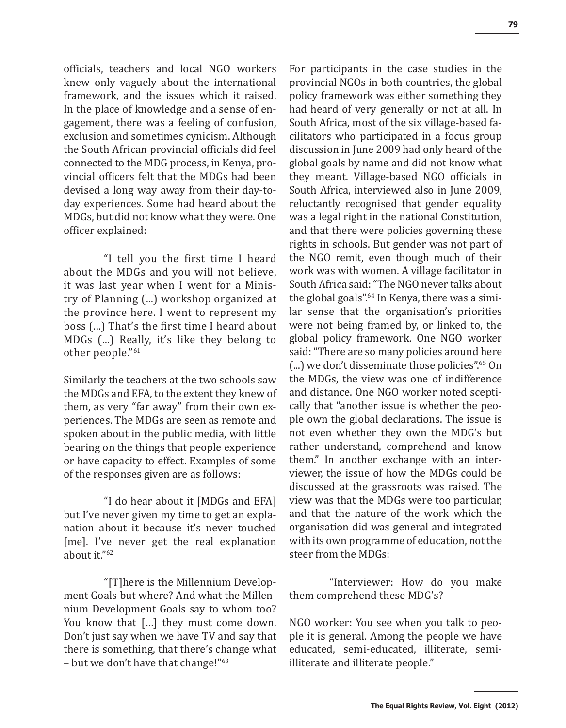officials, teachers and local NGO workers knew only vaguely about the international framework, and the issues which it raised. In the place of knowledge and a sense of engagement, there was a feeling of confusion, exclusion and sometimes cynicism. Although the South African provincial officials did feel connected to the MDG process, in Kenya, provincial officers felt that the MDGs had been devised a long way away from their day-to-day experiences. Some had heard about the MDGs, but did not know what they were. One officer explained:

> "I tell you the first time I heard about the MDGs and you will not believe, it was last year when I went for a Ministry of Planning (...) workshop organized at the province here. I went to represent my boss (...) That's the first time I heard about MDGs (...) Really, it's like they belong to other people."[61]

Similarly the teachers at the two schools saw the MDGs and EFA, to the extent they knew of them, as very "far away" from their own experiences. The MDGs are seen as remote and spoken about in the public media, with little bearing on the things that people experience or have capacity to effect. Examples of some of the responses given are as follows:

> "I do hear about it [MDGs and EFA] but I've never given my time to get an explanation about it because it's never touched [me]. I've never get the real explanation about it."[62]

> "[T]here is the Millennium Development Goals but where? And what the Millennium Development Goals say to whom too? You know that [...] they must come down. Don't just say when we have TV and say that there is something, that there's change what – but we don't have that change!"[63]

For participants in the case studies in the provincial NGOs in both countries, the global policy framework was either something they had heard of very generally or not at all. In South Africa, most of the six village-based facilitators who participated in a focus group discussion in June 2009 had only heard of the global goals by name and did not know what they meant. Village-based NGO officials in South Africa, interviewed also in June 2009, reluctantly recognised that gender equality was a legal right in the national Constitution, and that there were policies governing these rights in schools. But gender was not part of the NGO remit, even though much of their work was with women. A village facilitator in South Africa said: "The NGO never talks about the global goals".[64] In Kenya, there was a similar sense that the organisation's priorities were not being framed by, or linked to, the global policy framework. One NGO worker said: "There are so many policies around here (...) we don't disseminate those policies".[65] On the MDGs, the view was one of indifference and distance. One NGO worker noted sceptically that "another issue is whether the people own the global declarations. The issue is not even whether they own the MDG's but rather understand, comprehend and know them." In another exchange with an interviewer, the issue of how the MDGs could be discussed at the grassroots was raised. The view was that the MDGs were too particular, and that the nature of the work which the organisation did was general and integrated with its own programme of education, not the steer from the MDGs:

> "Interviewer: How do you make them comprehend these MDG's?
>
> NGO worker: You see when you talk to people it is general. Among the people we have educated, semi-educated, illiterate, semi-illiterate and illiterate people."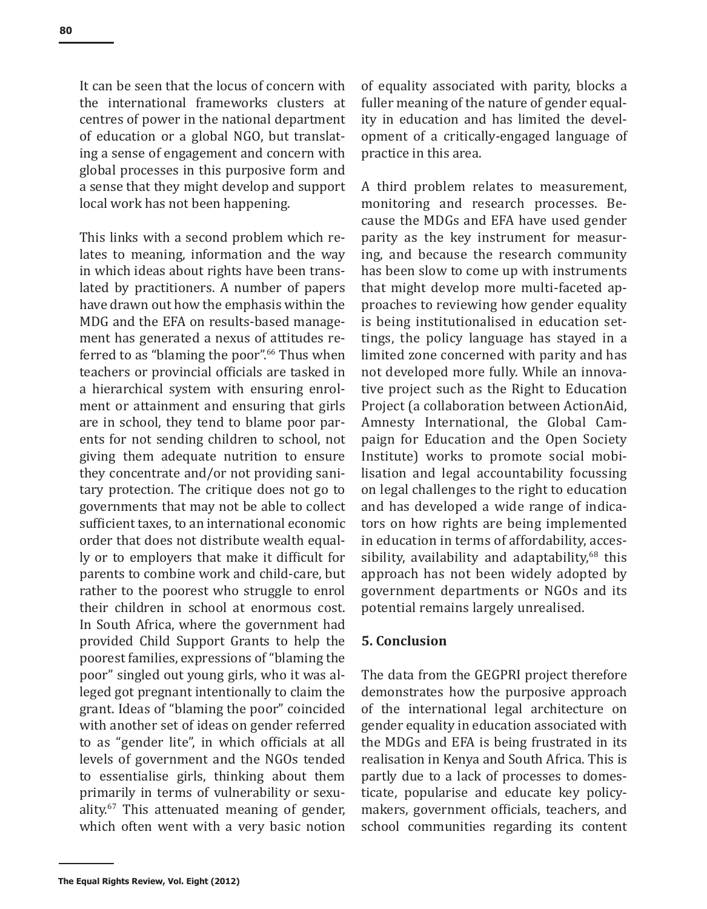It can be seen that the locus of concern with the international frameworks clusters at centres of power in the national department of education or a global NGO, but translating a sense of engagement and concern with global processes in this purposive form and a sense that they might develop and support local work has not been happening.

This links with a second problem which relates to meaning, information and the way in which ideas about rights have been translated by practitioners. A number of papers have drawn out how the emphasis within the MDG and the EFA on results-based management has generated a nexus of attitudes referred to as "blaming the poor".[66] Thus when teachers or provincial officials are tasked in a hierarchical system with ensuring enrolment or attainment and ensuring that girls are in school, they tend to blame poor parents for not sending children to school, not giving them adequate nutrition to ensure they concentrate and/or not providing sanitary protection. The critique does not go to governments that may not be able to collect sufficient taxes, to an international economic order that does not distribute wealth equally or to employers that make it difficult for parents to combine work and child-care, but rather to the poorest who struggle to enrol their children in school at enormous cost. In South Africa, where the government had provided Child Support Grants to help the poorest families, expressions of "blaming the poor" singled out young girls, who it was alleged got pregnant intentionally to claim the grant. Ideas of "blaming the poor" coincided with another set of ideas on gender referred to as "gender lite", in which officials at all levels of government and the NGOs tended to essentialise girls, thinking about them primarily in terms of vulnerability or sexuality.[67] This attenuated meaning of gender, which often went with a very basic notion of equality associated with parity, blocks a fuller meaning of the nature of gender equality in education and has limited the development of a critically-engaged language of practice in this area.

A third problem relates to measurement, monitoring and research processes. Because the MDGs and EFA have used gender parity as the key instrument for measuring, and because the research community has been slow to come up with instruments that might develop more multi-faceted approaches to reviewing how gender equality is being institutionalised in education settings, the policy language has stayed in a limited zone concerned with parity and has not developed more fully. While an innovative project such as the Right to Education Project (a collaboration between ActionAid, Amnesty International, the Global Campaign for Education and the Open Society Institute) works to promote social mobilisation and legal accountability focussing on legal challenges to the right to education and has developed a wide range of indicators on how rights are being implemented in education in terms of affordability, accessibility, availability and adaptability,[68] this approach has not been widely adopted by government departments or NGOs and its potential remains largely unrealised.

## 5. Conclusion

The data from the GEGPRI project therefore demonstrates how the purposive approach of the international legal architecture on gender equality in education associated with the MDGs and EFA is being frustrated in its realisation in Kenya and South Africa. This is partly due to a lack of processes to domesticate, popularise and educate key policymakers, government officials, teachers, and school communities regarding its content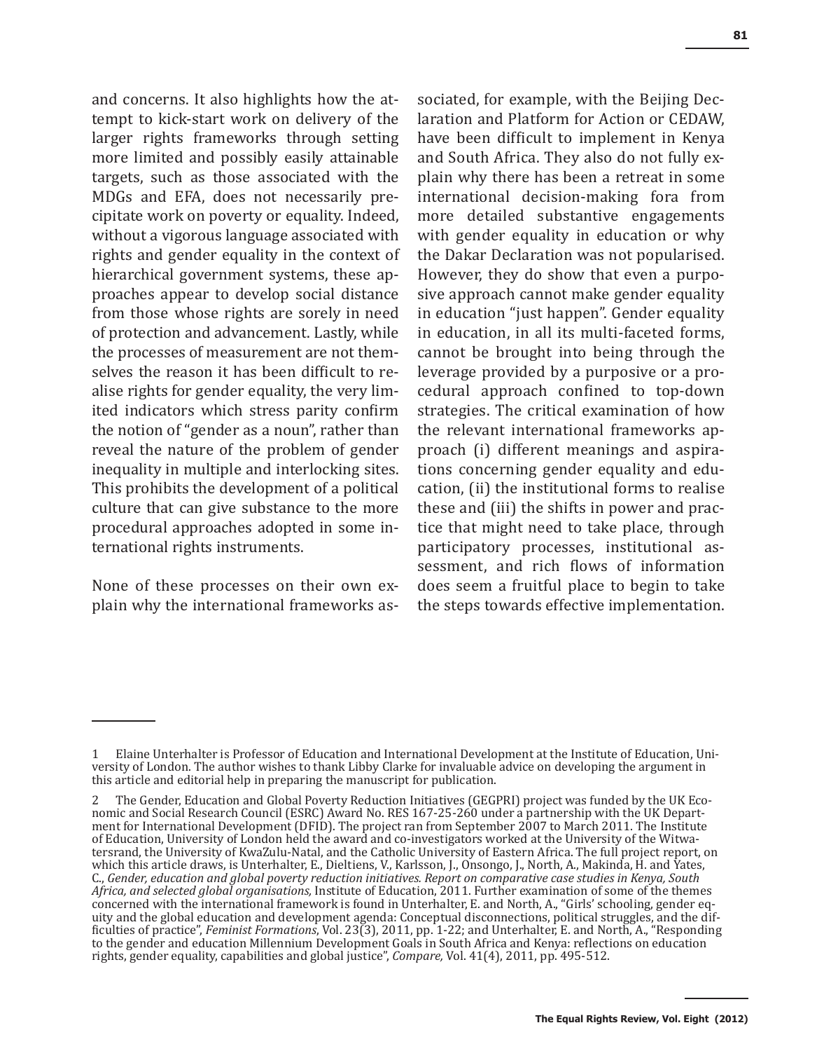and concerns. It also highlights how the attempt to kick-start work on delivery of the larger rights frameworks through setting more limited and possibly easily attainable targets, such as those associated with the MDGs and EFA, does not necessarily precipitate work on poverty or equality. Indeed, without a vigorous language associated with rights and gender equality in the context of hierarchical government systems, these approaches appear to develop social distance from those whose rights are sorely in need of protection and advancement. Lastly, while the processes of measurement are not themselves the reason it has been difficult to realise rights for gender equality, the very limited indicators which stress parity confirm the notion of "gender as a noun", rather than reveal the nature of the problem of gender inequality in multiple and interlocking sites. This prohibits the development of a political culture that can give substance to the more procedural approaches adopted in some international rights instruments.

None of these processes on their own explain why the international frameworks associated, for example, with the Beijing Declaration and Platform for Action or CEDAW, have been difficult to implement in Kenya and South Africa. They also do not fully explain why there has been a retreat in some international decision-making fora from more detailed substantive engagements with gender equality in education or why the Dakar Declaration was not popularised. However, they do show that even a purposive approach cannot make gender equality in education "just happen". Gender equality in education, in all its multi-faceted forms, cannot be brought into being through the leverage provided by a purposive or a procedural approach confined to top-down strategies. The critical examination of how the relevant international frameworks approach (i) different meanings and aspirations concerning gender equality and education, (ii) the institutional forms to realise these and (iii) the shifts in power and practice that might need to take place, through participatory processes, institutional assessment, and rich flows of information does seem a fruitful place to begin to take the steps towards effective implementation.

---

1 Elaine Unterhalter is Professor of Education and International Development at the Institute of Education, University of London. The author wishes to thank Libby Clarke for invaluable advice on developing the argument in this article and editorial help in preparing the manuscript for publication.

2 The Gender, Education and Global Poverty Reduction Initiatives (GEGPRI) project was funded by the UK Economic and Social Research Council (ESRC) Award No. RES 167-25-260 under a partnership with the UK Department for International Development (DFID). The project ran from September 2007 to March 2011. The Institute of Education, University of London held the award and co-investigators worked at the University of the Witwatersrand, the University of KwaZulu-Natal, and the Catholic University of Eastern Africa. The full project report, on which this article draws, is Unterhalter, E., Dieltiens, V., Karlsson, J., Onsongo, J., North, A., Makinda, H. and Yates, C., *Gender, education and global poverty reduction initiatives. Report on comparative case studies in Kenya, South Africa, and selected global organisations,* Institute of Education, 2011. Further examination of some of the themes concerned with the international framework is found in Unterhalter, E. and North, A., "Girls' schooling, gender equity and the global education and development agenda: Conceptual disconnections, political struggles, and the difficulties of practice", *Feminist Formations*, Vol. 23(3), 2011, pp. 1-22; and Unterhalter, E. and North, A., "Responding to the gender and education Millennium Development Goals in South Africa and Kenya: reflections on education rights, gender equality, capabilities and global justice", *Compare,* Vol. 41(4), 2011, pp. 495-512.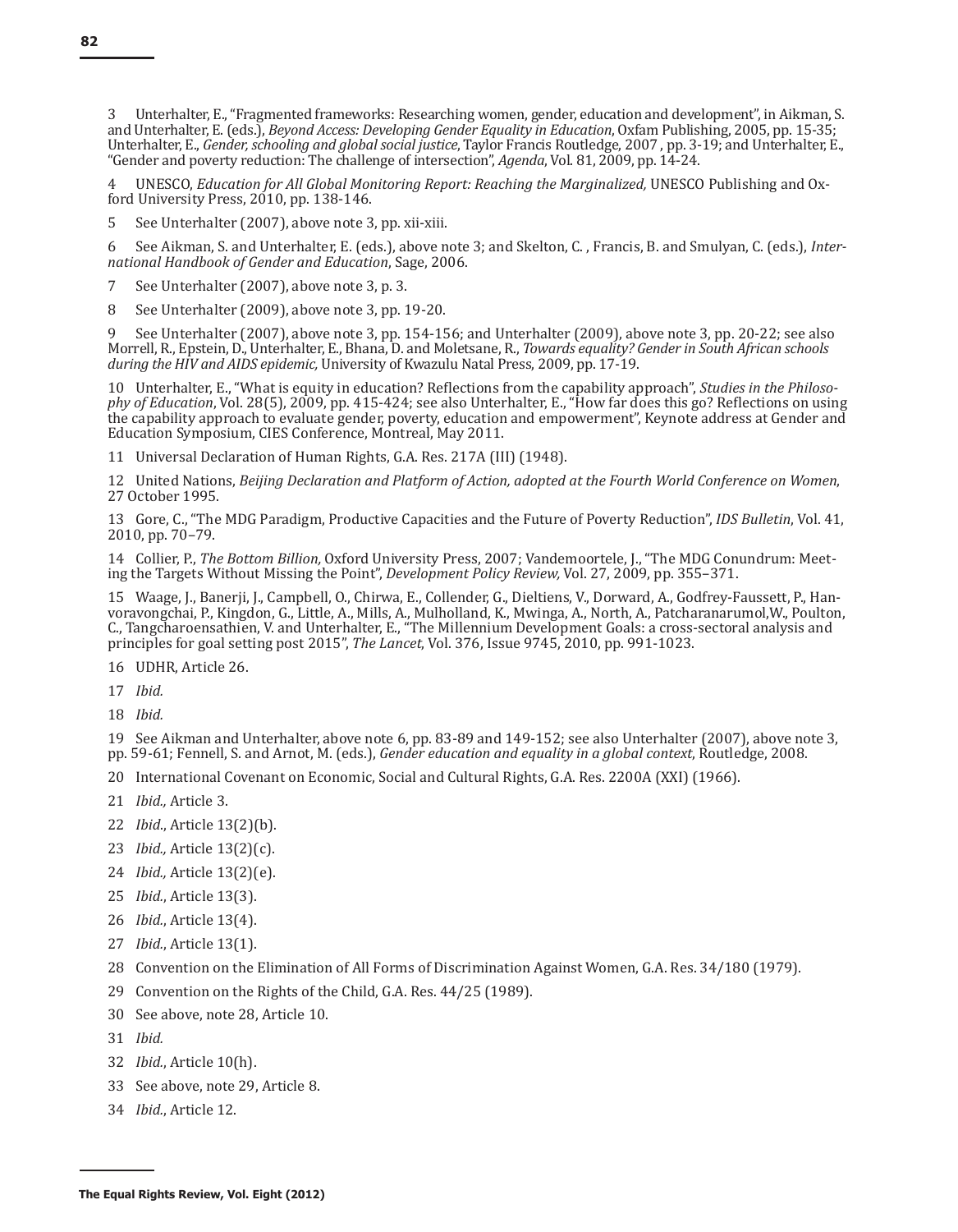3 Unterhalter, E., "Fragmented frameworks: Researching women, gender, education and development", in Aikman, S. and Unterhalter, E. (eds.), *Beyond Access: Developing Gender Equality in Education*, Oxfam Publishing, 2005, pp. 15-35; Unterhalter, E., *Gender, schooling and global social justice*, Taylor Francis Routledge, 2007 , pp. 3-19; and Unterhalter, E., "Gender and poverty reduction: The challenge of intersection", *Agenda*, Vol. 81, 2009, pp. 14-24.

4 UNESCO, *Education for All Global Monitoring Report: Reaching the Marginalized,* UNESCO Publishing and Oxford University Press, 2010, pp. 138-146.

5 See Unterhalter (2007), above note 3, pp. xii-xiii.

6 See Aikman, S. and Unterhalter, E. (eds.), above note 3; and Skelton, C. , Francis, B. and Smulyan, C. (eds.), *International Handbook of Gender and Education*, Sage, 2006.

7 See Unterhalter (2007), above note 3, p. 3.

8 See Unterhalter (2009), above note 3, pp. 19-20.

9 See Unterhalter (2007), above note 3, pp. 154-156; and Unterhalter (2009), above note 3, pp. 20-22; see also Morrell, R., Epstein, D., Unterhalter, E., Bhana, D. and Moletsane, R., *Towards equality? Gender in South African schools during the HIV and AIDS epidemic,* University of Kwazulu Natal Press, 2009, pp. 17-19.

10 Unterhalter, E., "What is equity in education? Reflections from the capability approach", *Studies in the Philosophy of Education*, Vol. 28(5), 2009, pp. 415-424; see also Unterhalter, E., "How far does this go? Reflections on using the capability approach to evaluate gender, poverty, education and empowerment", Keynote address at Gender and Education Symposium, CIES Conference, Montreal, May 2011.

11 Universal Declaration of Human Rights, G.A. Res. 217A (III) (1948).

12 United Nations, *Beijing Declaration and Platform of Action, adopted at the Fourth World Conference on Women*, 27 October 1995.

13 Gore, C., "The MDG Paradigm, Productive Capacities and the Future of Poverty Reduction", *IDS Bulletin*, Vol. 41, 2010, pp. 70–79.

14 Collier, P., *The Bottom Billion,* Oxford University Press, 2007; Vandemoortele, J., "The MDG Conundrum: Meeting the Targets Without Missing the Point", *Development Policy Review,* Vol. 27, 2009, pp. 355–371.

15 Waage, J., Banerji, J., Campbell, O., Chirwa, E., Collender, G., Dieltiens, V., Dorward, A., Godfrey-Faussett, P., Hanvoravongchai, P., Kingdon, G., Little, A., Mills, A., Mulholland, K., Mwinga, A., North, A., Patcharanarumol,W., Poulton, C., Tangcharoensathien, V. and Unterhalter, E., "The Millennium Development Goals: a cross-sectoral analysis and principles for goal setting post 2015", *The Lancet*, Vol. 376, Issue 9745, 2010, pp. 991-1023.

16 UDHR, Article 26.

17 *Ibid.*

18 *Ibid.*

19 See Aikman and Unterhalter, above note 6, pp. 83-89 and 149-152; see also Unterhalter (2007), above note 3, pp. 59-61; Fennell, S. and Arnot, M. (eds.), *Gender education and equality in a global context,* Routledge, 2008.

20 International Covenant on Economic, Social and Cultural Rights, G.A. Res. 2200A (XXI) (1966).

21 *Ibid.,* Article 3.

22 *Ibid*., Article 13(2)(b).

23 *Ibid.,* Article 13(2)(c).

24 *Ibid.,* Article 13(2)(e).

25 *Ibid.*, Article 13(3).

26 *Ibid.*, Article 13(4).

27 *Ibid.*, Article 13(1).

28 Convention on the Elimination of All Forms of Discrimination Against Women, G.A. Res. 34/180 (1979).

29 Convention on the Rights of the Child, G.A. Res. 44/25 (1989).

30 See above, note 28, Article 10.

31 *Ibid.*

32 *Ibid.*, Article 10(h).

33 See above, note 29, Article 8.

34 *Ibid.*, Article 12.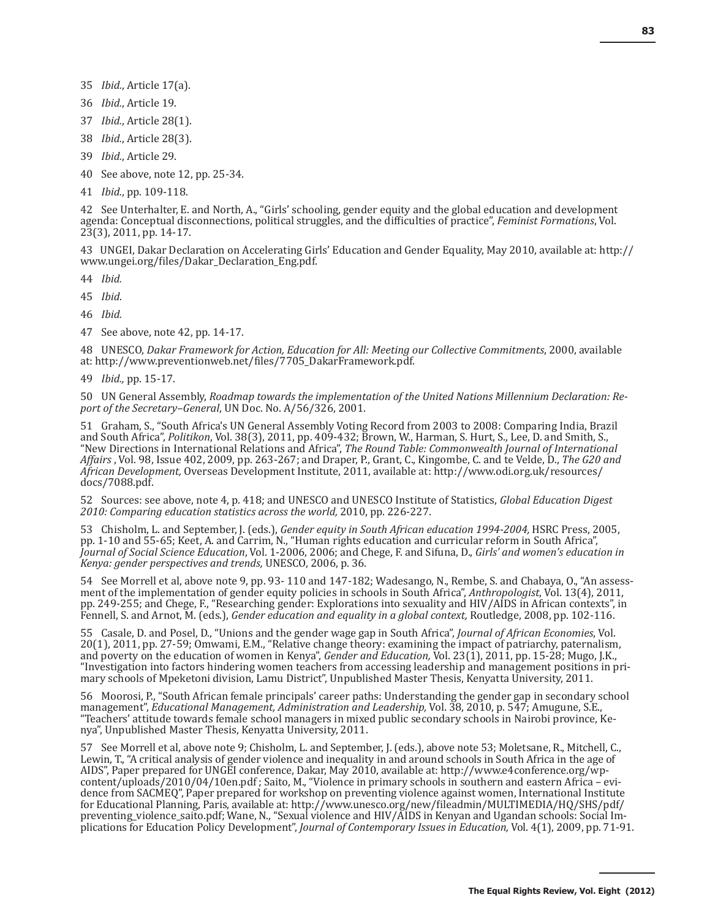35 *Ibid.*, Article 17(a).

36 *Ibid.*, Article 19.

37 *Ibid.*, Article 28(1).

38 *Ibid.*, Article 28(3).

39 *Ibid.*, Article 29.

40 See above, note 12, pp. 25-34.

41 *Ibid.*, pp. 109-118.

42 See Unterhalter, E. and North, A., "Girls' schooling, gender equity and the global education and development agenda: Conceptual disconnections, political struggles, and the difficulties of practice", *Feminist Formations*, Vol. 23(3), 2011, pp. 14-17.

43 UNGEI, Dakar Declaration on Accelerating Girls' Education and Gender Equality, May 2010, available at: http://www.ungei.org/files/Dakar_Declaration_Eng.pdf.

44 *Ibid.*

45 *Ibid*.

46 *Ibid.*

47 See above, note 42, pp. 14-17.

48 UNESCO, *Dakar Framework for Action, Education for All: Meeting our Collective Commitments*, 2000, available at: http://www.preventionweb.net/files/7705_DakarFramework.pdf.

49 *Ibid.,* pp. 15-17.

50 UN General Assembly, *Roadmap towards the implementation of the United Nations Millennium Declaration: Report of the Secretary–General*, UN Doc. No. A/56/326, 2001.

51 Graham, S., "South Africa's UN General Assembly Voting Record from 2003 to 2008: Comparing India, Brazil and South Africa", *Politikon*, Vol. 38(3), 2011, pp. 409-432; Brown, W., Harman, S. Hurt, S., Lee, D. and Smith, S., "New Directions in International Relations and Africa", *The Round Table: Commonwealth Journal of International Affairs* , Vol. 98, Issue 402, 2009, pp. 263-267; and Draper, P., Grant, C., Kingombe, C. and te Velde, D., *The G20 and African Development,* Overseas Development Institute, 2011, available at: http://www.odi.org.uk/resources/docs/7088.pdf.

52 Sources: see above, note 4, p. 418; and UNESCO and UNESCO Institute of Statistics, *Global Education Digest 2010: Comparing education statistics across the world,* 2010, pp. 226-227.

53 Chisholm, L. and September, J. (eds.), *Gender equity in South African education 1994-2004,* HSRC Press, 2005, pp. 1-10 and 55-65; Keet, A. and Carrim, N., "Human rights education and curricular reform in South Africa", *Journal of Social Science Education*, Vol. 1-2006, 2006; and Chege, F. and Sifuna, D., *Girls' and women's education in Kenya: gender perspectives and trends,* UNESCO, 2006, p. 36.

54 See Morrell et al, above note 9, pp. 93- 110 and 147-182; Wadesango, N., Rembe, S. and Chabaya, O., "An assessment of the implementation of gender equity policies in schools in South Africa", *Anthropologist*, Vol. 13(4), 2011, pp. 249-255; and Chege, F., "Researching gender: Explorations into sexuality and HIV/AIDS in African contexts", in Fennell, S. and Arnot, M. (eds.), *Gender education and equality in a global context,* Routledge, 2008, pp. 102-116.

55 Casale, D. and Posel, D., "Unions and the gender wage gap in South Africa", *Journal of African Economies*, Vol. 20(1), 2011, pp. 27-59; Omwami, E.M., "Relative change theory: examining the impact of patriarchy, paternalism, and poverty on the education of women in Kenya", *Gender and Education,* Vol. 23(1), 2011, pp. 15-28; Mugo, J.K., "Investigation into factors hindering women teachers from accessing leadership and management positions in primary schools of Mpeketoni division, Lamu District", Unpublished Master Thesis, Kenyatta University, 2011.

56 Moorosi, P., "South African female principals' career paths: Understanding the gender gap in secondary school management", *Educational Management, Administration and Leadership,* Vol. 38, 2010, p. 547; Amugune, S.E., "Teachers' attitude towards female school managers in mixed public secondary schools in Nairobi province, Kenya", Unpublished Master Thesis, Kenyatta University, 2011.

57 See Morrell et al, above note 9; Chisholm, L. and September, J. (eds.), above note 53; Moletsane, R., Mitchell, C., Lewin, T., "A critical analysis of gender violence and inequality in and around schools in South Africa in the age of AIDS", Paper prepared for UNGEI conference, Dakar, May 2010, available at: http://www.e4conference.org/wp-content/uploads/2010/04/10en.pdf ; Saito, M., "Violence in primary schools in southern and eastern Africa – evidence from SACMEQ", Paper prepared for workshop on preventing violence against women, International Institute for Educational Planning, Paris, available at: http://www.unesco.org/new/fileadmin/MULTIMEDIA/HQ/SHS/pdf/preventing_violence_saito.pdf; Wane, N., "Sexual violence and HIV/AIDS in Kenyan and Ugandan schools: Social Implications for Education Policy Development", *Journal of Contemporary Issues in Education,* Vol. 4(1), 2009, pp. 71-91.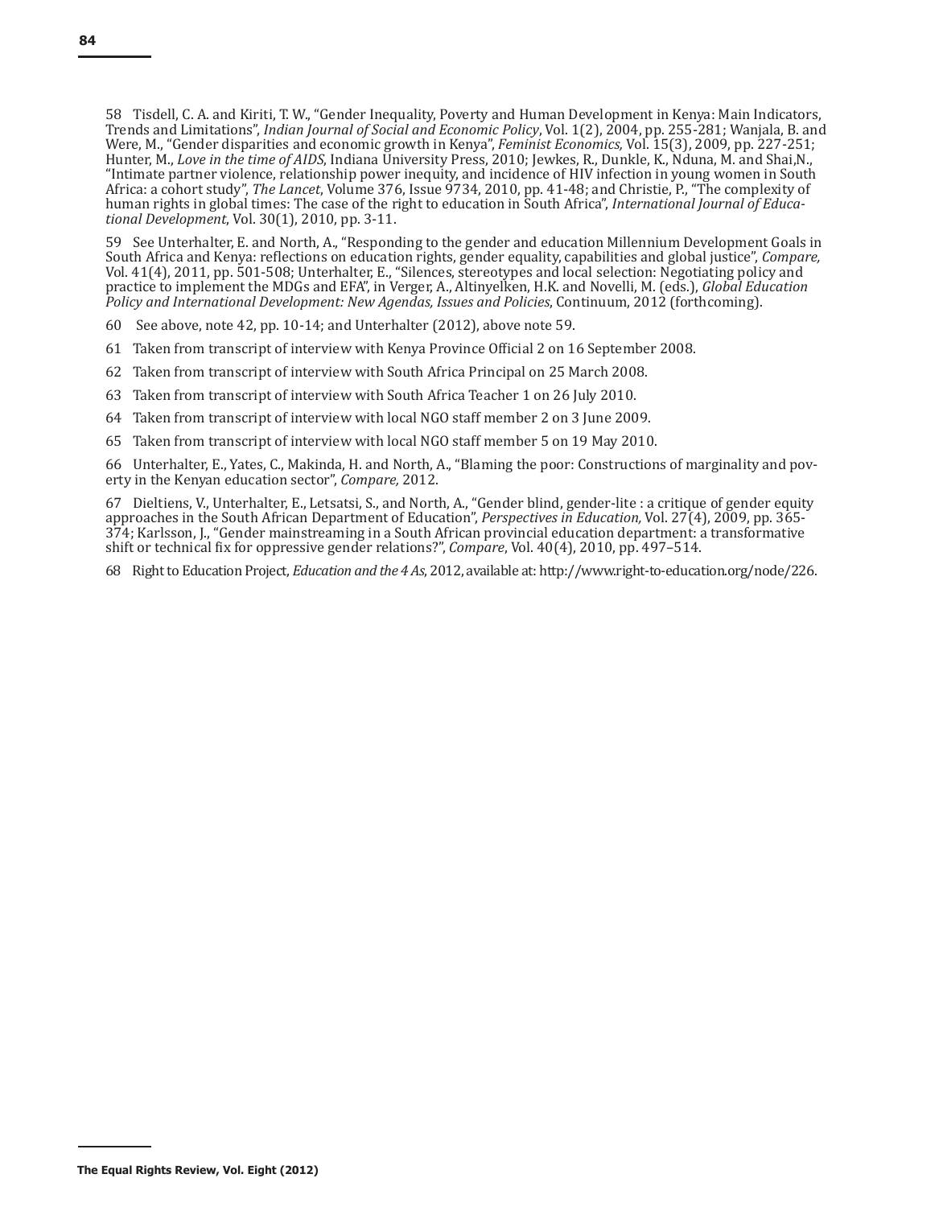58 Tisdell, C. A. and Kiriti, T. W., "Gender Inequality, Poverty and Human Development in Kenya: Main Indicators, Trends and Limitations", *Indian Journal of Social and Economic Policy*, Vol. 1(2), 2004, pp. 255-281; Wanjala, B. and Were, M., "Gender disparities and economic growth in Kenya", *Feminist Economics,* Vol. 15(3), 2009, pp. 227-251; Hunter, M., *Love in the time of AIDS*, Indiana University Press, 2010; Jewkes, R., Dunkle, K., Nduna, M. and Shai,N., "Intimate partner violence, relationship power inequity, and incidence of HIV infection in young women in South Africa: a cohort study", *The Lancet*, Volume 376, Issue 9734, 2010, pp. 41-48; and Christie, P., "The complexity of human rights in global times: The case of the right to education in South Africa", *International Journal of Educational Development*, Vol. 30(1), 2010, pp. 3-11.

59 See Unterhalter, E. and North, A., "Responding to the gender and education Millennium Development Goals in South Africa and Kenya: reflections on education rights, gender equality, capabilities and global justice", *Compare,* Vol. 41(4), 2011, pp. 501-508; Unterhalter, E., "Silences, stereotypes and local selection: Negotiating policy and practice to implement the MDGs and EFA", in Verger, A., Altinyelken, H.K. and Novelli, M. (eds.), *Global Education Policy and International Development: New Agendas, Issues and Policies*, Continuum, 2012 (forthcoming).

60 See above, note 42, pp. 10-14; and Unterhalter (2012), above note 59.

61 Taken from transcript of interview with Kenya Province Official 2 on 16 September 2008.

62 Taken from transcript of interview with South Africa Principal on 25 March 2008.

63 Taken from transcript of interview with South Africa Teacher 1 on 26 July 2010.

64 Taken from transcript of interview with local NGO staff member 2 on 3 June 2009.

65 Taken from transcript of interview with local NGO staff member 5 on 19 May 2010.

66 Unterhalter, E., Yates, C., Makinda, H. and North, A., "Blaming the poor: Constructions of marginality and poverty in the Kenyan education sector", *Compare,* 2012.

67 Dieltiens, V., Unterhalter, E., Letsatsi, S., and North, A., "Gender blind, gender-lite : a critique of gender equity approaches in the South African Department of Education", *Perspectives in Education,* Vol. 27(4), 2009, pp. 365-374; Karlsson, J., "Gender mainstreaming in a South African provincial education department: a transformative shift or technical fix for oppressive gender relations?", *Compare*, Vol. 40(4), 2010, pp. 497–514.

68 Right to Education Project, *Education and the 4 As*, 2012, available at: http://www.right-to-education.org/node/226.